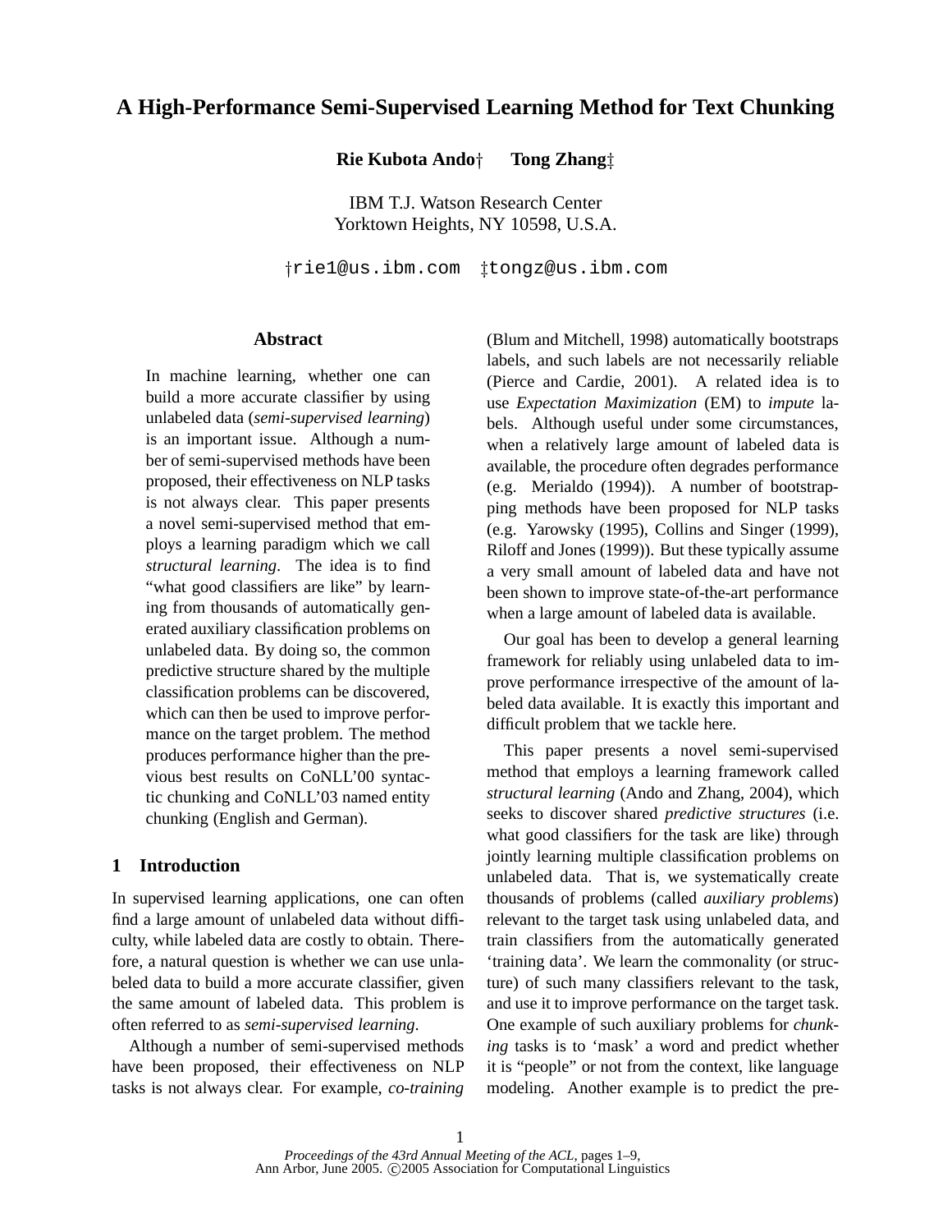# A High-Performance Semi-Supervised Learning Method for Text Chunking

**Rie Kubota Ando**† **Tong Zhang**‡

IBM T.J. Watson Research Center
Yorktown Heights, NY 10598, U.S.A.

†rie1@us.ibm.com ‡tongz@us.ibm.com

## Abstract

In machine learning, whether one can build a more accurate classifier by using unlabeled data (*semi-supervised learning*) is an important issue. Although a number of semi-supervised methods have been proposed, their effectiveness on NLP tasks is not always clear. This paper presents a novel semi-supervised method that employs a learning paradigm which we call *structural learning*. The idea is to find "what good classifiers are like" by learning from thousands of automatically generated auxiliary classification problems on unlabeled data. By doing so, the common predictive structure shared by the multiple classification problems can be discovered, which can then be used to improve performance on the target problem. The method produces performance higher than the previous best results on CoNLL'00 syntactic chunking and CoNLL'03 named entity chunking (English and German).

## 1 Introduction

In supervised learning applications, one can often find a large amount of unlabeled data without difficulty, while labeled data are costly to obtain. Therefore, a natural question is whether we can use unlabeled data to build a more accurate classifier, given the same amount of labeled data. This problem is often referred to as *semi-supervised learning*.

Although a number of semi-supervised methods have been proposed, their effectiveness on NLP tasks is not always clear. For example, *co-training* (Blum and Mitchell, 1998) automatically bootstraps labels, and such labels are not necessarily reliable (Pierce and Cardie, 2001). A related idea is to use *Expectation Maximization* (EM) to *impute* labels. Although useful under some circumstances, when a relatively large amount of labeled data is available, the procedure often degrades performance (e.g. Merialdo (1994)). A number of bootstrapping methods have been proposed for NLP tasks (e.g. Yarowsky (1995), Collins and Singer (1999), Riloff and Jones (1999)). But these typically assume a very small amount of labeled data and have not been shown to improve state-of-the-art performance when a large amount of labeled data is available.

Our goal has been to develop a general learning framework for reliably using unlabeled data to improve performance irrespective of the amount of labeled data available. It is exactly this important and difficult problem that we tackle here.

This paper presents a novel semi-supervised method that employs a learning framework called *structural learning* (Ando and Zhang, 2004), which seeks to discover shared *predictive structures* (i.e. what good classifiers for the task are like) through jointly learning multiple classification problems on unlabeled data. That is, we systematically create thousands of problems (called *auxiliary problems*) relevant to the target task using unlabeled data, and train classifiers from the automatically generated 'training data'. We learn the commonality (or structure) of such many classifiers relevant to the task, and use it to improve performance on the target task. One example of such auxiliary problems for *chunking* tasks is to 'mask' a word and predict whether it is "people" or not from the context, like language modeling. Another example is to predict the pre-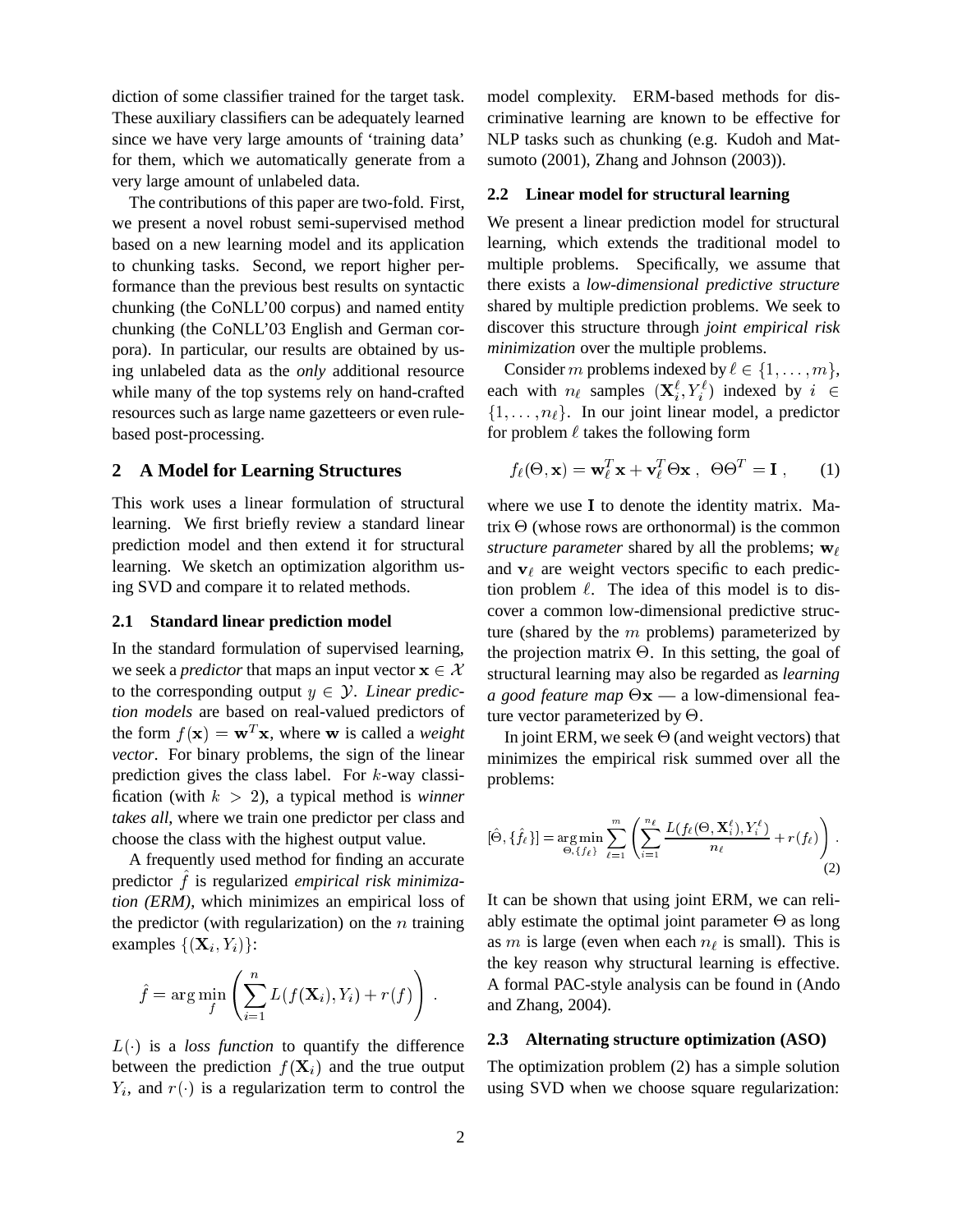diction of some classifier trained for the target task. These auxiliary classifiers can be adequately learned since we have very large amounts of 'training data' for them, which we automatically generate from a very large amount of unlabeled data.

The contributions of this paper are two-fold. First, we present a novel robust semi-supervised method based on a new learning model and its application to chunking tasks. Second, we report higher performance than the previous best results on syntactic chunking (the CoNLL'00 corpus) and named entity chunking (the CoNLL'03 English and German corpora). In particular, our results are obtained by using unlabeled data as the *only* additional resource while many of the top systems rely on hand-crafted resources such as large name gazetteers or even rule-based post-processing.

## 2 A Model for Learning Structures

This work uses a linear formulation of structural learning. We first briefly review a standard linear prediction model and then extend it for structural learning. We sketch an optimization algorithm using SVD and compare it to related methods.

### 2.1 Standard linear prediction model

In the standard formulation of supervised learning, we seek a *predictor* that maps an input vector $\mathbf{x} \in \mathcal{X}$ to the corresponding output $y \in \mathcal{Y}$. *Linear prediction models* are based on real-valued predictors of the form $f(\mathbf{x}) = \mathbf{w}^T\mathbf{x}$, where $\mathbf{w}$ is called a *weight vector*. For binary problems, the sign of the linear prediction gives the class label. For $k$-way classification (with $k > 2$), a typical method is *winner takes all*, where we train one predictor per class and choose the class with the highest output value.

A frequently used method for finding an accurate predictor $\hat{f}$ is regularized *empirical risk minimization (ERM)*, which minimizes an empirical loss of the predictor (with regularization) on the $n$ training examples $\{(\mathbf{X}_i, Y_i)\}$:

$$\hat{f} = \arg\min_f \left( \sum_{i=1}^{n} L(f(\mathbf{X}_i), Y_i) + r(f) \right) .$$

$L(\cdot)$ is a *loss function* to quantify the difference between the prediction $f(\mathbf{X}_i)$ and the true output $Y_i$, and $r(\cdot)$ is a regularization term to control the model complexity. ERM-based methods for discriminative learning are known to be effective for NLP tasks such as chunking (e.g. Kudoh and Matsumoto (2001), Zhang and Johnson (2003)).

### 2.2 Linear model for structural learning

We present a linear prediction model for structural learning, which extends the traditional model to multiple problems. Specifically, we assume that there exists a *low-dimensional predictive structure* shared by multiple prediction problems. We seek to discover this structure through *joint empirical risk minimization* over the multiple problems.

Consider $m$ problems indexed by $\ell \in \{1, \ldots, m\}$, each with $n_\ell$ samples $(\mathbf{X}_i^\ell, Y_i^\ell)$ indexed by $i \in \{1, \ldots, n_\ell\}$. In our joint linear model, a predictor for problem $\ell$ takes the following form

$$f_\ell(\Theta, \mathbf{x}) = \mathbf{w}_\ell^T \mathbf{x} + \mathbf{v}_\ell^T \Theta \mathbf{x} \; , \;\; \Theta\Theta^T = \mathbf{I} \; , \qquad (1)$$

where we use $\mathbf{I}$ to denote the identity matrix. Matrix $\Theta$ (whose rows are orthonormal) is the common *structure parameter* shared by all the problems; $\mathbf{w}_\ell$ and $\mathbf{v}_\ell$ are weight vectors specific to each prediction problem $\ell$. The idea of this model is to discover a common low-dimensional predictive structure (shared by the $m$ problems) parameterized by the projection matrix $\Theta$. In this setting, the goal of structural learning may also be regarded as *learning a good feature map* $\Theta\mathbf{x}$ — a low-dimensional feature vector parameterized by $\Theta$.

In joint ERM, we seek $\Theta$ (and weight vectors) that minimizes the empirical risk summed over all the problems:

$$[\hat{\Theta}, \{\hat{f}_\ell\}] = \underset{\Theta, \{f_\ell\}}{\arg\min} \sum_{\ell=1}^{m} \left( \sum_{i=1}^{n_\ell} \frac{L(f_\ell(\Theta, \mathbf{X}_i^\ell), Y_i^\ell)}{n_\ell} + r(f_\ell) \right) . \qquad (2)$$

It can be shown that using joint ERM, we can reliably estimate the optimal joint parameter $\Theta$ as long as $m$ is large (even when each $n_\ell$ is small). This is the key reason why structural learning is effective. A formal PAC-style analysis can be found in (Ando and Zhang, 2004).

### 2.3 Alternating structure optimization (ASO)

The optimization problem (2) has a simple solution using SVD when we choose square regularization: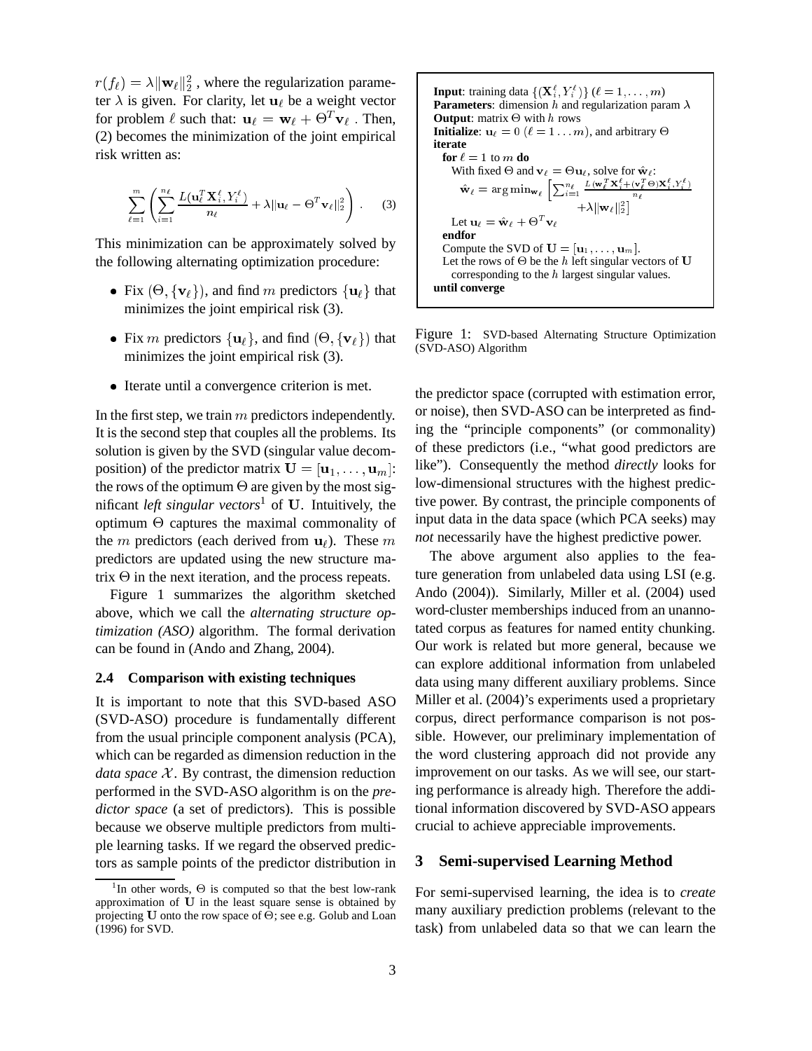$r(f_\ell) = \lambda \|\mathbf{w}_\ell\|_2^2$ , where the regularization parameter $\lambda$ is given. For clarity, let $\mathbf{u}_\ell$ be a weight vector for problem $\ell$ such that: $\mathbf{u}_\ell = \mathbf{w}_\ell + \Theta^T \mathbf{v}_\ell$ . Then, (2) becomes the minimization of the joint empirical risk written as:

$$\sum_{\ell=1}^{m} \left( \sum_{i=1}^{n_\ell} \frac{L(\mathbf{u}_\ell^T \mathbf{X}_i^\ell, Y_i^\ell)}{n_\ell} + \lambda \|\mathbf{u}_\ell - \Theta^T \mathbf{v}_\ell\|_2^2 \right) . \quad (3)$$

This minimization can be approximately solved by the following alternating optimization procedure:

- Fix $(\Theta, \{\mathbf{v}_\ell\})$, and find $m$ predictors $\{\mathbf{u}_\ell\}$ that minimizes the joint empirical risk (3).
- Fix $m$ predictors $\{\mathbf{u}_\ell\}$, and find $(\Theta, \{\mathbf{v}_\ell\})$ that minimizes the joint empirical risk (3).
- Iterate until a convergence criterion is met.

In the first step, we train $m$ predictors independently. It is the second step that couples all the problems. Its solution is given by the SVD (singular value decomposition) of the predictor matrix $\mathbf{U} = [\mathbf{u}_1, \ldots, \mathbf{u}_m]$: the rows of the optimum $\Theta$ are given by the most significant *left singular vectors*[1] of $\mathbf{U}$. Intuitively, the optimum $\Theta$ captures the maximal commonality of the $m$ predictors (each derived from $\mathbf{u}_\ell$). These $m$ predictors are updated using the new structure matrix $\Theta$ in the next iteration, and the process repeats.

Figure 1 summarizes the algorithm sketched above, which we call the *alternating structure optimization (ASO)* algorithm. The formal derivation can be found in (Ando and Zhang, 2004).

**Input**: training data $\{(\mathbf{X}_i^\ell, Y_i^\ell)\}$ $(\ell = 1, \ldots, m)$
**Parameters**: dimension $h$ and regularization param $\lambda$
**Output**: matrix $\Theta$ with $h$ rows
**Initialize**: $\mathbf{u}_\ell = 0$ $(\ell = 1 \ldots m)$, and arbitrary $\Theta$
**iterate**
  **for** $\ell = 1$ to $m$ **do**
    With fixed $\Theta$ and $\mathbf{v}_\ell = \Theta \mathbf{u}_\ell$, solve for $\hat{\mathbf{w}}_\ell$:
    $\hat{\mathbf{w}}_\ell = \arg\min_{\mathbf{w}_\ell} \left[ \sum_{i=1}^{n_\ell} \frac{L(\mathbf{w}_\ell^T \mathbf{X}_i^\ell + (\mathbf{v}_\ell^T \Theta) \mathbf{X}_i^\ell, Y_i^\ell)}{n_\ell} + \lambda \|\mathbf{w}_\ell\|_2^2 \right]$
    Let $\mathbf{u}_\ell = \hat{\mathbf{w}}_\ell + \Theta^T \mathbf{v}_\ell$
  **endfor**
  Compute the SVD of $\mathbf{U} = [\mathbf{u}_1, \ldots, \mathbf{u}_m]$.
  Let the rows of $\Theta$ be the $h$ left singular vectors of $\mathbf{U}$ corresponding to the $h$ largest singular values.
**until converge**

Figure 1: SVD-based Alternating Structure Optimization (SVD-ASO) Algorithm

### 2.4 Comparison with existing techniques

It is important to note that this SVD-based ASO (SVD-ASO) procedure is fundamentally different from the usual principle component analysis (PCA), which can be regarded as dimension reduction in the *data space* $\mathcal{X}$. By contrast, the dimension reduction performed in the SVD-ASO algorithm is on the *predictor space* (a set of predictors). This is possible because we observe multiple predictors from multiple learning tasks. If we regard the observed predictors as sample points of the predictor distribution in the predictor space (corrupted with estimation error, or noise), then SVD-ASO can be interpreted as finding the "principle components" (or commonality) of these predictors (i.e., "what good predictors are like"). Consequently the method *directly* looks for low-dimensional structures with the highest predictive power. By contrast, the principle components of input data in the data space (which PCA seeks) may *not* necessarily have the highest predictive power.

The above argument also applies to the feature generation from unlabeled data using LSI (e.g. Ando (2004)). Similarly, Miller et al. (2004) used word-cluster memberships induced from an unannotated corpus as features for named entity chunking. Our work is related but more general, because we can explore additional information from unlabeled data using many different auxiliary problems. Since Miller et al. (2004)'s experiments used a proprietary corpus, direct performance comparison is not possible. However, our preliminary implementation of the word clustering approach did not provide any improvement on our tasks. As we will see, our starting performance is already high. Therefore the additional information discovered by SVD-ASO appears crucial to achieve appreciable improvements.

## 3 Semi-supervised Learning Method

For semi-supervised learning, the idea is to *create* many auxiliary prediction problems (relevant to the task) from unlabeled data so that we can learn the

[1] In other words, $\Theta$ is computed so that the best low-rank approximation of $\mathbf{U}$ in the least square sense is obtained by projecting $\mathbf{U}$ onto the row space of $\Theta$; see e.g. Golub and Loan (1996) for SVD.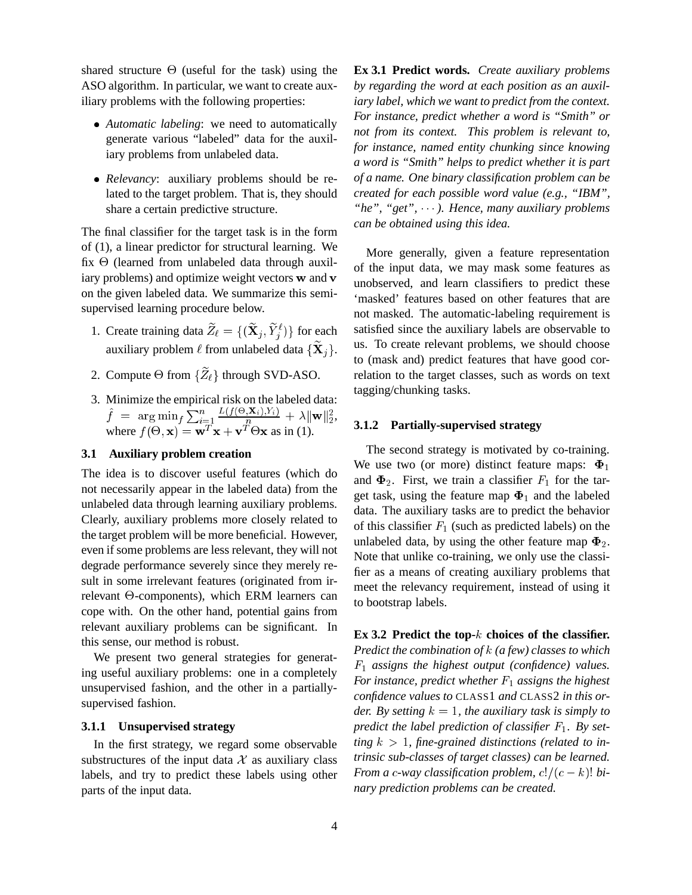shared structure $\Theta$ (useful for the task) using the ASO algorithm. In particular, we want to create auxiliary problems with the following properties:

- *Automatic labeling*: we need to automatically generate various "labeled" data for the auxiliary problems from unlabeled data.
- *Relevancy*: auxiliary problems should be related to the target problem. That is, they should share a certain predictive structure.

The final classifier for the target task is in the form of (1), a linear predictor for structural learning. We fix $\Theta$ (learned from unlabeled data through auxiliary problems) and optimize weight vectors $\mathbf{w}$ and $\mathbf{v}$ on the given labeled data. We summarize this semi-supervised learning procedure below.

1. Create training data $\widetilde{Z}_\ell = \{(\widetilde{\mathbf{X}}_j, \widetilde{Y}_j^\ell)\}$ for each auxiliary problem $\ell$ from unlabeled data $\{\widetilde{\mathbf{X}}_j\}$.
2. Compute $\Theta$ from $\{\widetilde{Z}_\ell\}$ through SVD-ASO.
3. Minimize the empirical risk on the labeled data: $\hat{f} = \arg\min_f \sum_{i=1}^{n} \frac{L(f(\Theta, \mathbf{X}_i), Y_i)}{n} + \lambda \|\mathbf{w}\|_2^2$, where $f(\Theta, \mathbf{x}) = \mathbf{w}^T \mathbf{x} + \mathbf{v}^T \Theta \mathbf{x}$ as in (1).

### 3.1 Auxiliary problem creation

The idea is to discover useful features (which do not necessarily appear in the labeled data) from the unlabeled data through learning auxiliary problems. Clearly, auxiliary problems more closely related to the target problem will be more beneficial. However, even if some problems are less relevant, they will not degrade performance severely since they merely result in some irrelevant features (originated from irrelevant $\Theta$-components), which ERM learners can cope with. On the other hand, potential gains from relevant auxiliary problems can be significant. In this sense, our method is robust.

We present two general strategies for generating useful auxiliary problems: one in a completely unsupervised fashion, and the other in a partially-supervised fashion.

#### 3.1.1 Unsupervised strategy

In the first strategy, we regard some observable substructures of the input data $\mathcal{X}$ as auxiliary class labels, and try to predict these labels using other parts of the input data.

**Ex 3.1 Predict words.** *Create auxiliary problems by regarding the word at each position as an auxiliary label, which we want to predict from the context. For instance, predict whether a word is "Smith" or not from its context. This problem is relevant to, for instance, named entity chunking since knowing a word is "Smith" helps to predict whether it is part of a name. One binary classification problem can be created for each possible word value (e.g., "IBM", "he", "get", $\cdots$). Hence, many auxiliary problems can be obtained using this idea.*

More generally, given a feature representation of the input data, we may mask some features as unobserved, and learn classifiers to predict these 'masked' features based on other features that are not masked. The automatic-labeling requirement is satisfied since the auxiliary labels are observable to us. To create relevant problems, we should choose to (mask and) predict features that have good correlation to the target classes, such as words on text tagging/chunking tasks.

#### 3.1.2 Partially-supervised strategy

The second strategy is motivated by co-training. We use two (or more) distinct feature maps: $\mathbf{\Phi}_1$ and $\mathbf{\Phi}_2$. First, we train a classifier $F_1$ for the target task, using the feature map $\mathbf{\Phi}_1$ and the labeled data. The auxiliary tasks are to predict the behavior of this classifier $F_1$ (such as predicted labels) on the unlabeled data, by using the other feature map $\mathbf{\Phi}_2$. Note that unlike co-training, we only use the classifier as a means of creating auxiliary problems that meet the relevancy requirement, instead of using it to bootstrap labels.

**Ex 3.2 Predict the top-$k$ choices of the classifier.** *Predict the combination of $k$ (a few) classes to which $F_1$ assigns the highest output (confidence) values. For instance, predict whether $F_1$ assigns the highest confidence values to* CLASS1 *and* CLASS2 *in this order. By setting $k = 1$, the auxiliary task is simply to predict the label prediction of classifier $F_1$. By setting $k > 1$, fine-grained distinctions (related to intrinsic sub-classes of target classes) can be learned. From a $c$-way classification problem, $c!/(c-k)!$ binary prediction problems can be created.*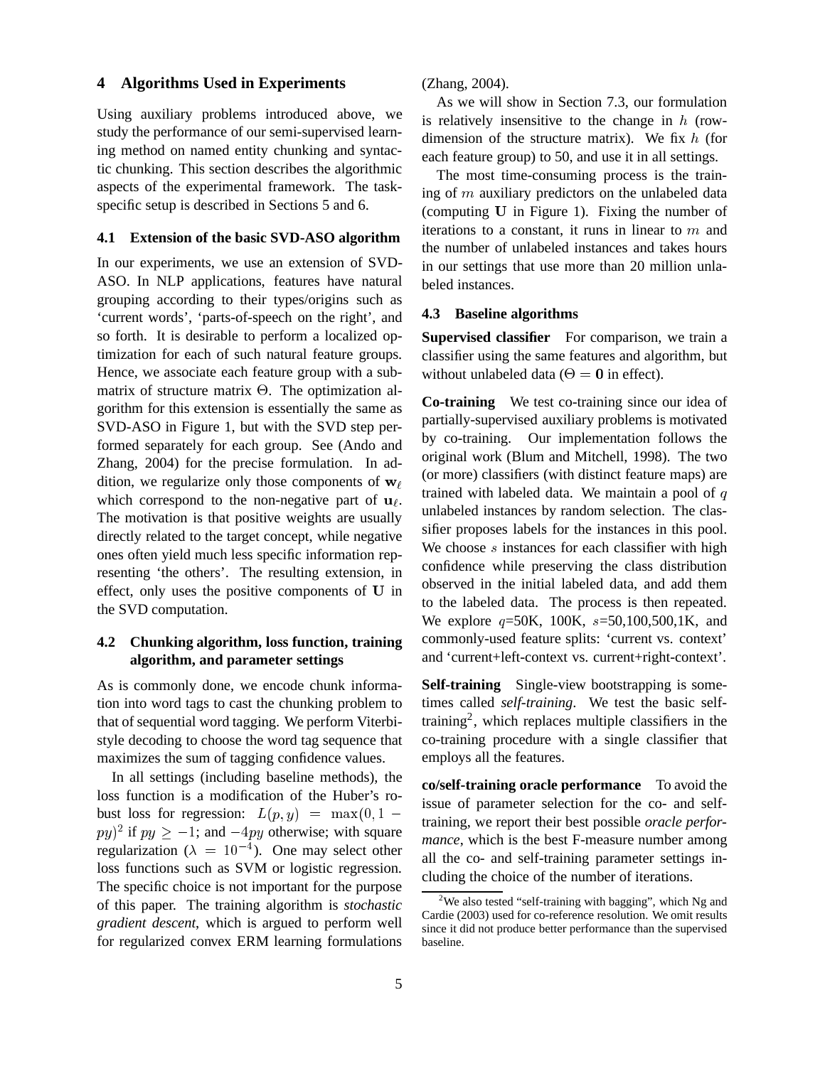## 4 Algorithms Used in Experiments

Using auxiliary problems introduced above, we study the performance of our semi-supervised learning method on named entity chunking and syntactic chunking. This section describes the algorithmic aspects of the experimental framework. The task-specific setup is described in Sections 5 and 6.

### 4.1 Extension of the basic SVD-ASO algorithm

In our experiments, we use an extension of SVD-ASO. In NLP applications, features have natural grouping according to their types/origins such as 'current words', 'parts-of-speech on the right', and so forth. It is desirable to perform a localized optimization for each of such natural feature groups. Hence, we associate each feature group with a submatrix of structure matrix $\Theta$. The optimization algorithm for this extension is essentially the same as SVD-ASO in Figure 1, but with the SVD step performed separately for each group. See (Ando and Zhang, 2004) for the precise formulation. In addition, we regularize only those components of $\mathbf{w}_\ell$ which correspond to the non-negative part of $\mathbf{u}_\ell$. The motivation is that positive weights are usually directly related to the target concept, while negative ones often yield much less specific information representing 'the others'. The resulting extension, in effect, only uses the positive components of $\mathbf{U}$ in the SVD computation.

### 4.2 Chunking algorithm, loss function, training algorithm, and parameter settings

As is commonly done, we encode chunk information into word tags to cast the chunking problem to that of sequential word tagging. We perform Viterbi-style decoding to choose the word tag sequence that maximizes the sum of tagging confidence values.

In all settings (including baseline methods), the loss function is a modification of the Huber's robust loss for regression: $L(p, y) = \max(0, 1 - py)^2$ if $py \geq -1$; and $-4py$ otherwise; with square regularization ($\lambda = 10^{-4}$). One may select other loss functions such as SVM or logistic regression. The specific choice is not important for the purpose of this paper. The training algorithm is *stochastic gradient descent*, which is argued to perform well for regularized convex ERM learning formulations (Zhang, 2004).

As we will show in Section 7.3, our formulation is relatively insensitive to the change in $h$ (row-dimension of the structure matrix). We fix $h$ (for each feature group) to 50, and use it in all settings.

The most time-consuming process is the training of $m$ auxiliary predictors on the unlabeled data (computing $\mathbf{U}$ in Figure 1). Fixing the number of iterations to a constant, it runs in linear to $m$ and the number of unlabeled instances and takes hours in our settings that use more than 20 million unlabeled instances.

### 4.3 Baseline algorithms

**Supervised classifier** For comparison, we train a classifier using the same features and algorithm, but without unlabeled data ($\Theta = \mathbf{0}$ in effect).

**Co-training** We test co-training since our idea of partially-supervised auxiliary problems is motivated by co-training. Our implementation follows the original work (Blum and Mitchell, 1998). The two (or more) classifiers (with distinct feature maps) are trained with labeled data. We maintain a pool of $q$ unlabeled instances by random selection. The classifier proposes labels for the instances in this pool. We choose $s$ instances for each classifier with high confidence while preserving the class distribution observed in the initial labeled data, and add them to the labeled data. The process is then repeated. We explore $q$=50K, 100K, $s$=50,100,500,1K, and commonly-used feature splits: 'current vs. context' and 'current+left-context vs. current+right-context'.

**Self-training** Single-view bootstrapping is sometimes called *self-training*. We test the basic self-training[2], which replaces multiple classifiers in the co-training procedure with a single classifier that employs all the features.

**co/self-training oracle performance** To avoid the issue of parameter selection for the co- and self-training, we report their best possible *oracle performance*, which is the best F-measure number among all the co- and self-training parameter settings including the choice of the number of iterations.

[2] We also tested "self-training with bagging", which Ng and Cardie (2003) used for co-reference resolution. We omit results since it did not produce better performance than the supervised baseline.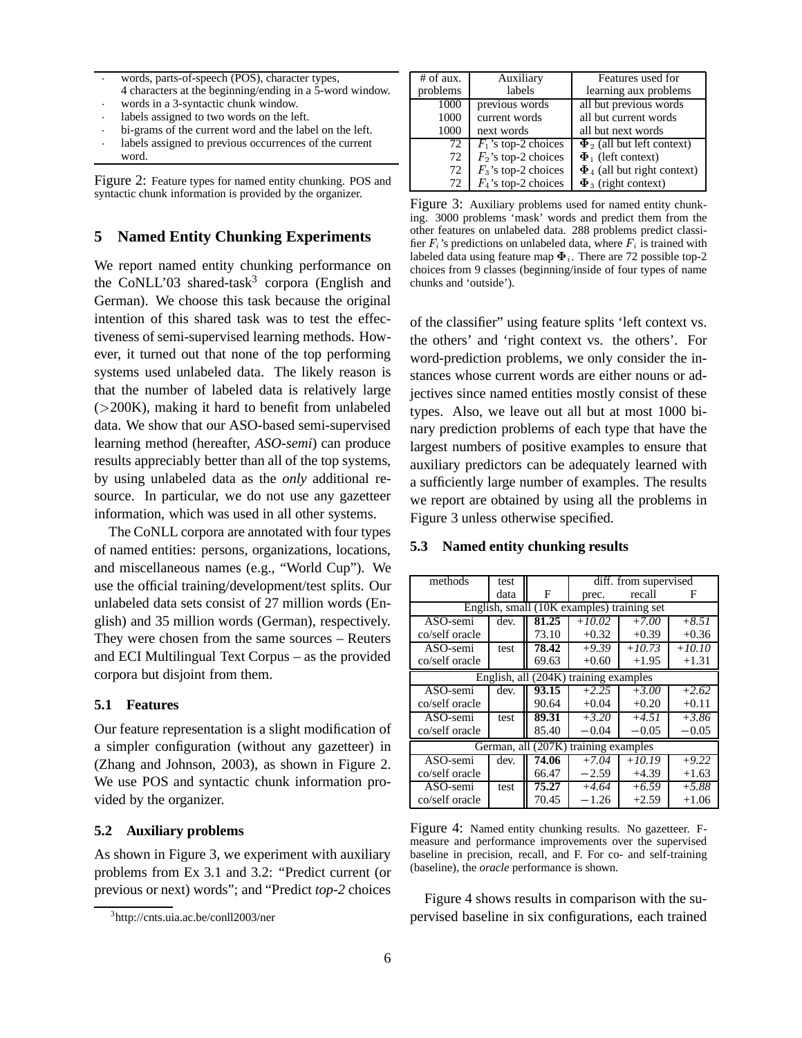- words, parts-of-speech (POS), character types, 4 characters at the beginning/ending in a 5-word window.
- words in a 3-syntactic chunk window.
- labels assigned to two words on the left.
- bi-grams of the current word and the label on the left.
- labels assigned to previous occurrences of the current word.

Figure 2: Feature types for named entity chunking. POS and syntactic chunk information is provided by the organizer.

## 5 Named Entity Chunking Experiments

We report named entity chunking performance on the CoNLL'03 shared-task[3] corpora (English and German). We choose this task because the original intention of this shared task was to test the effectiveness of semi-supervised learning methods. However, it turned out that none of the top performing systems used unlabeled data. The likely reason is that the number of labeled data is relatively large (>200K), making it hard to benefit from unlabeled data. We show that our ASO-based semi-supervised learning method (hereafter, *ASO-semi*) can produce results appreciably better than all of the top systems, by using unlabeled data as the *only* additional resource. In particular, we do not use any gazetteer information, which was used in all other systems.

The CoNLL corpora are annotated with four types of named entities: persons, organizations, locations, and miscellaneous names (e.g., "World Cup"). We use the official training/development/test splits. Our unlabeled data sets consist of 27 million words (English) and 35 million words (German), respectively. They were chosen from the same sources – Reuters and ECI Multilingual Text Corpus – as the provided corpora but disjoint from them.

### 5.1 Features

Our feature representation is a slight modification of a simpler configuration (without any gazetteer) in (Zhang and Johnson, 2003), as shown in Figure 2. We use POS and syntactic chunk information provided by the organizer.

### 5.2 Auxiliary problems

As shown in Figure 3, we experiment with auxiliary problems from Ex 3.1 and 3.2: "Predict current (or previous or next) words"; and "Predict *top-2* choices of the classifier" using feature splits 'left context vs. the others' and 'right context vs. the others'. For word-prediction problems, we only consider the instances whose current words are either nouns or adjectives since named entities mostly consist of these types. Also, we leave out all but at most 1000 binary prediction problems of each type that have the largest numbers of positive examples to ensure that auxiliary predictors can be adequately learned with a sufficiently large number of examples. The results we report are obtained by using all the problems in Figure 3 unless otherwise specified.

| # of aux. problems | Auxiliary labels | Features used for learning aux problems |
|---|---|---|
| 1000 | previous words | all but previous words |
| 1000 | current words | all but current words |
| 1000 | next words | all but next words |
| 72 | $F_1$'s top-2 choices | $\Phi_2$ (all but left context) |
| 72 | $F_2$'s top-2 choices | $\Phi_1$ (left context) |
| 72 | $F_3$'s top-2 choices | $\Phi_4$ (all but right context) |
| 72 | $F_4$'s top-2 choices | $\Phi_3$ (right context) |

Figure 3: Auxiliary problems used for named entity chunking. 3000 problems 'mask' words and predict them from the other features on unlabeled data. 288 problems predict classifier $F_i$'s predictions on unlabeled data, where $F_i$ is trained with labeled data using feature map $\Phi_i$. There are 72 possible top-2 choices from 9 classes (beginning/inside of four types of name chunks and 'outside').

### 5.3 Named entity chunking results

| methods | test data | F | diff. from supervised prec. | recall | F |
|---|---|---|---|---|---|
| English, small (10K examples) training set | | | | | |
| ASO-semi | dev. | **81.25** | *+10.02* | *+7.00* | *+8.51* |
| co/self oracle | | 73.10 | +0.32 | +0.39 | +0.36 |
| ASO-semi | test | **78.42** | *+9.39* | *+10.73* | *+10.10* |
| co/self oracle | | 69.63 | +0.60 | +1.95 | +1.31 |
| English, all (204K) training examples | | | | | |
| ASO-semi | dev. | **93.15** | *+2.25* | *+3.00* | *+2.62* |
| co/self oracle | | 90.64 | +0.04 | +0.20 | +0.11 |
| ASO-semi | test | **89.31** | *+3.20* | *+4.51* | *+3.86* |
| co/self oracle | | 85.40 | −0.04 | −0.05 | −0.05 |
| German, all (207K) training examples | | | | | |
| ASO-semi | dev. | **74.06** | *+7.04* | *+10.19* | *+9.22* |
| co/self oracle | | 66.47 | −2.59 | +4.39 | +1.63 |
| ASO-semi | test | **75.27** | *+4.64* | *+6.59* | *+5.88* |
| co/self oracle | | 70.45 | −1.26 | +2.59 | +1.06 |

Figure 4: Named entity chunking results. No gazetteer. F-measure and performance improvements over the supervised baseline in precision, recall, and F. For co- and self-training (baseline), the *oracle* performance is shown.

Figure 4 shows results in comparison with the supervised baseline in six configurations, each trained

[3] http://cnts.uia.ac.be/conll2003/ner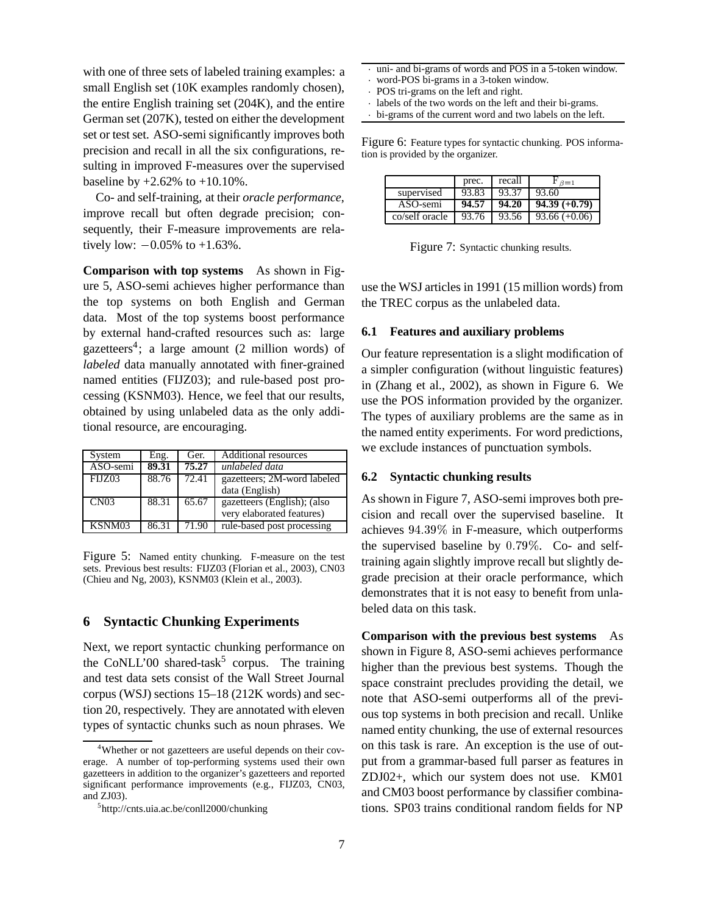with one of three sets of labeled training examples: a small English set (10K examples randomly chosen), the entire English training set (204K), and the entire German set (207K), tested on either the development set or test set. ASO-semi significantly improves both precision and recall in all the six configurations, resulting in improved F-measures over the supervised baseline by +2.62% to +10.10%.

Co- and self-training, at their *oracle performance*, improve recall but often degrade precision; consequently, their F-measure improvements are relatively low: $-0.05\%$ to +1.63%.

**Comparison with top systems** As shown in Figure 5, ASO-semi achieves higher performance than the top systems on both English and German data. Most of the top systems boost performance by external hand-crafted resources such as: large gazetteers[4]; a large amount (2 million words) of *labeled* data manually annotated with finer-grained named entities (FIJZ03); and rule-based post processing (KSNM03). Hence, we feel that our results, obtained by using unlabeled data as the only additional resource, are encouraging.

| System | Eng. | Ger. | Additional resources |
|---|---|---|---|
| ASO-semi | **89.31** | **75.27** | *unlabeled data* |
| FIJZ03 | 88.76 | 72.41 | gazetteers; 2M-word labeled data (English) |
| CN03 | 88.31 | 65.67 | gazetteers (English); (also very elaborated features) |
| KSNM03 | 86.31 | 71.90 | rule-based post processing |

Figure 5: Named entity chunking. F-measure on the test sets. Previous best results: FIJZ03 (Florian et al., 2003), CN03 (Chieu and Ng, 2003), KSNM03 (Klein et al., 2003).

## 6 Syntactic Chunking Experiments

Next, we report syntactic chunking performance on the CoNLL'00 shared-task[5] corpus. The training and test data sets consist of the Wall Street Journal corpus (WSJ) sections 15–18 (212K words) and section 20, respectively. They are annotated with eleven types of syntactic chunks such as noun phrases. We use the WSJ articles in 1991 (15 million words) from the TREC corpus as the unlabeled data.

[4]Whether or not gazetteers are useful depends on their coverage. A number of top-performing systems used their own gazetteers in addition to the organizer's gazetteers and reported significant performance improvements (e.g., FIJZ03, CN03, and ZJ03).

[5]http://cnts.uia.ac.be/conll2000/chunking

- uni- and bi-grams of words and POS in a 5-token window.
- word-POS bi-grams in a 3-token window.
- POS tri-grams on the left and right.
- labels of the two words on the left and their bi-grams.
- bi-grams of the current word and two labels on the left.

Figure 6: Feature types for syntactic chunking. POS information is provided by the organizer.

| | prec. | recall | $F_{\beta=1}$ |
|---|---|---|---|
| supervised | 93.83 | 93.37 | 93.60 |
| ASO-semi | **94.57** | **94.20** | **94.39 (+0.79)** |
| co/self oracle | 93.76 | 93.56 | 93.66 (+0.06) |

Figure 7: Syntactic chunking results.

### 6.1 Features and auxiliary problems

Our feature representation is a slight modification of a simpler configuration (without linguistic features) in (Zhang et al., 2002), as shown in Figure 6. We use the POS information provided by the organizer. The types of auxiliary problems are the same as in the named entity experiments. For word predictions, we exclude instances of punctuation symbols.

### 6.2 Syntactic chunking results

As shown in Figure 7, ASO-semi improves both precision and recall over the supervised baseline. It achieves $94.39\%$ in F-measure, which outperforms the supervised baseline by $0.79\%$. Co- and self-training again slightly improve recall but slightly degrade precision at their oracle performance, which demonstrates that it is not easy to benefit from unlabeled data on this task.

**Comparison with the previous best systems** As shown in Figure 8, ASO-semi achieves performance higher than the previous best systems. Though the space constraint precludes providing the detail, we note that ASO-semi outperforms all of the previous top systems in both precision and recall. Unlike named entity chunking, the use of external resources on this task is rare. An exception is the use of output from a grammar-based full parser as features in ZDJ02+, which our system does not use. KM01 and CM03 boost performance by classifier combinations. SP03 trains conditional random fields for NP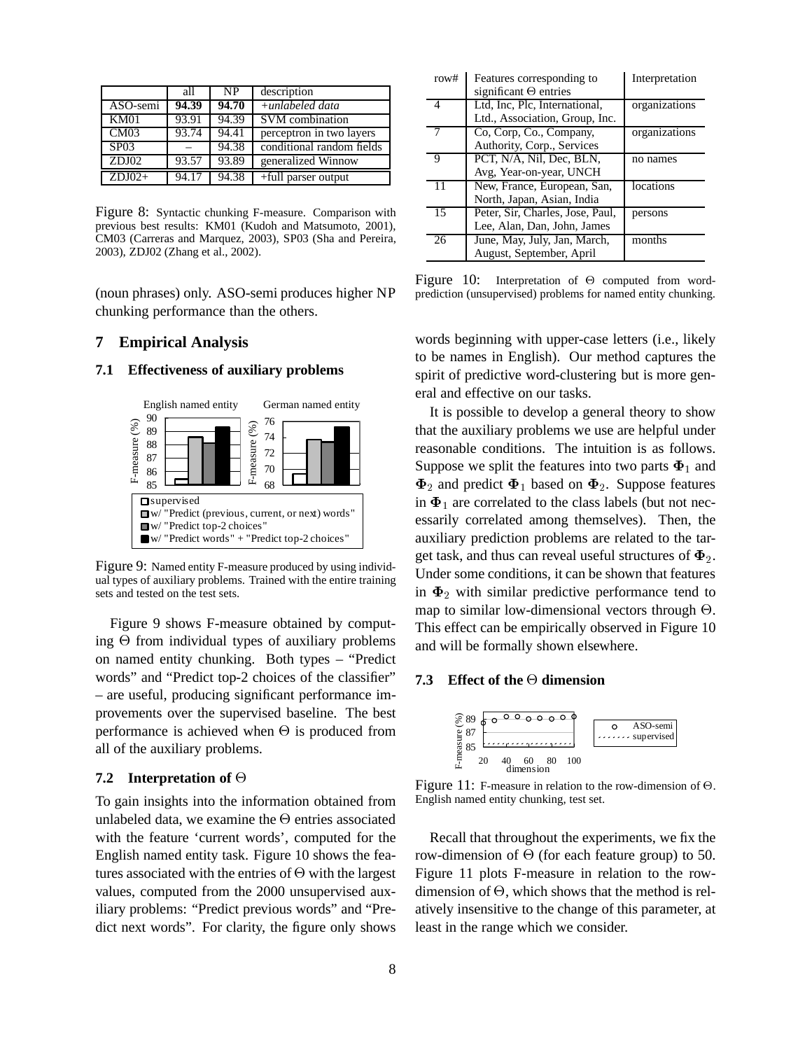| | all | NP | description |
|---|---|---|---|
| ASO-semi | **94.39** | **94.70** | *+unlabeled data* |
| KM01 | 93.91 | 94.39 | SVM combination |
| CM03 | 93.74 | 94.41 | perceptron in two layers |
| SP03 | – | 94.38 | conditional random fields |
| ZDJ02 | 93.57 | 93.89 | generalized Winnow |
| ZDJ02+ | 94.17 | 94.38 | +full parser output |

Figure 8: Syntactic chunking F-measure. Comparison with previous best results: KM01 (Kudoh and Matsumoto, 2001), CM03 (Carreras and Marquez, 2003), SP03 (Sha and Pereira, 2003), ZDJ02 (Zhang et al., 2002).

(noun phrases) only. ASO-semi produces higher NP chunking performance than the others.

## 7 Empirical Analysis

### 7.1 Effectiveness of auxiliary problems

English named entity

German named entity

F-measure (%)

90
89
88
87
86
85

76
74
72
70
68

supervised
w/ "Predict (previous, current, or next) words"
w/ "Predict top-2 choices"
w/ "Predict words" + "Predict top-2 choices"

Figure 9: Named entity F-measure produced by using individual types of auxiliary problems. Trained with the entire training sets and tested on the test sets.

Figure 9 shows F-measure obtained by computing $\Theta$ from individual types of auxiliary problems on named entity chunking. Both types – "Predict words" and "Predict top-2 choices of the classifier" – are useful, producing significant performance improvements over the supervised baseline. The best performance is achieved when $\Theta$ is produced from all of the auxiliary problems.

### 7.2 Interpretation of $\Theta$

To gain insights into the information obtained from unlabeled data, we examine the $\Theta$ entries associated with the feature 'current words', computed for the English named entity task. Figure 10 shows the features associated with the entries of $\Theta$ with the largest values, computed from the 2000 unsupervised auxiliary problems: "Predict previous words" and "Predict next words". For clarity, the figure only shows

| row# | Features corresponding to significant $\Theta$ entries | Interpretation |
|---|---|---|
| 4 | Ltd, Inc, Plc, International, Ltd., Association, Group, Inc. | organizations |
| 7 | Co, Corp, Co., Company, Authority, Corp., Services | organizations |
| 9 | PCT, N/A, Nil, Dec, BLN, Avg, Year-on-year, UNCH | no names |
| 11 | New, France, European, San, North, Japan, Asian, India | locations |
| 15 | Peter, Sir, Charles, Jose, Paul, Lee, Alan, Dan, John, James | persons |
| 26 | June, May, July, Jan, March, August, September, April | months |

Figure 10: Interpretation of $\Theta$ computed from word-prediction (unsupervised) problems for named entity chunking.

words beginning with upper-case letters (i.e., likely to be names in English). Our method captures the spirit of predictive word-clustering but is more general and effective on our tasks.

It is possible to develop a general theory to show that the auxiliary problems we use are helpful under reasonable conditions. The intuition is as follows. Suppose we split the features into two parts $\mathbf{\Phi}_1$ and $\mathbf{\Phi}_2$ and predict $\mathbf{\Phi}_1$ based on $\mathbf{\Phi}_2$. Suppose features in $\mathbf{\Phi}_1$ are correlated to the class labels (but not necessarily correlated among themselves). Then, the auxiliary prediction problems are related to the target task, and thus can reveal useful structures of $\mathbf{\Phi}_2$. Under some conditions, it can be shown that features in $\mathbf{\Phi}_2$ with similar predictive performance tend to map to similar low-dimensional vectors through $\Theta$. This effect can be empirically observed in Figure 10 and will be formally shown elsewhere.

### 7.3 Effect of the $\Theta$ dimension

F-measure (%)

89
87
85

20 40 60 80 100

dimension

ASO-semi
supervised

Figure 11: F-measure in relation to the row-dimension of $\Theta$. English named entity chunking, test set.

Recall that throughout the experiments, we fix the row-dimension of $\Theta$ (for each feature group) to 50. Figure 11 plots F-measure in relation to the row-dimension of $\Theta$, which shows that the method is relatively insensitive to the change of this parameter, at least in the range which we consider.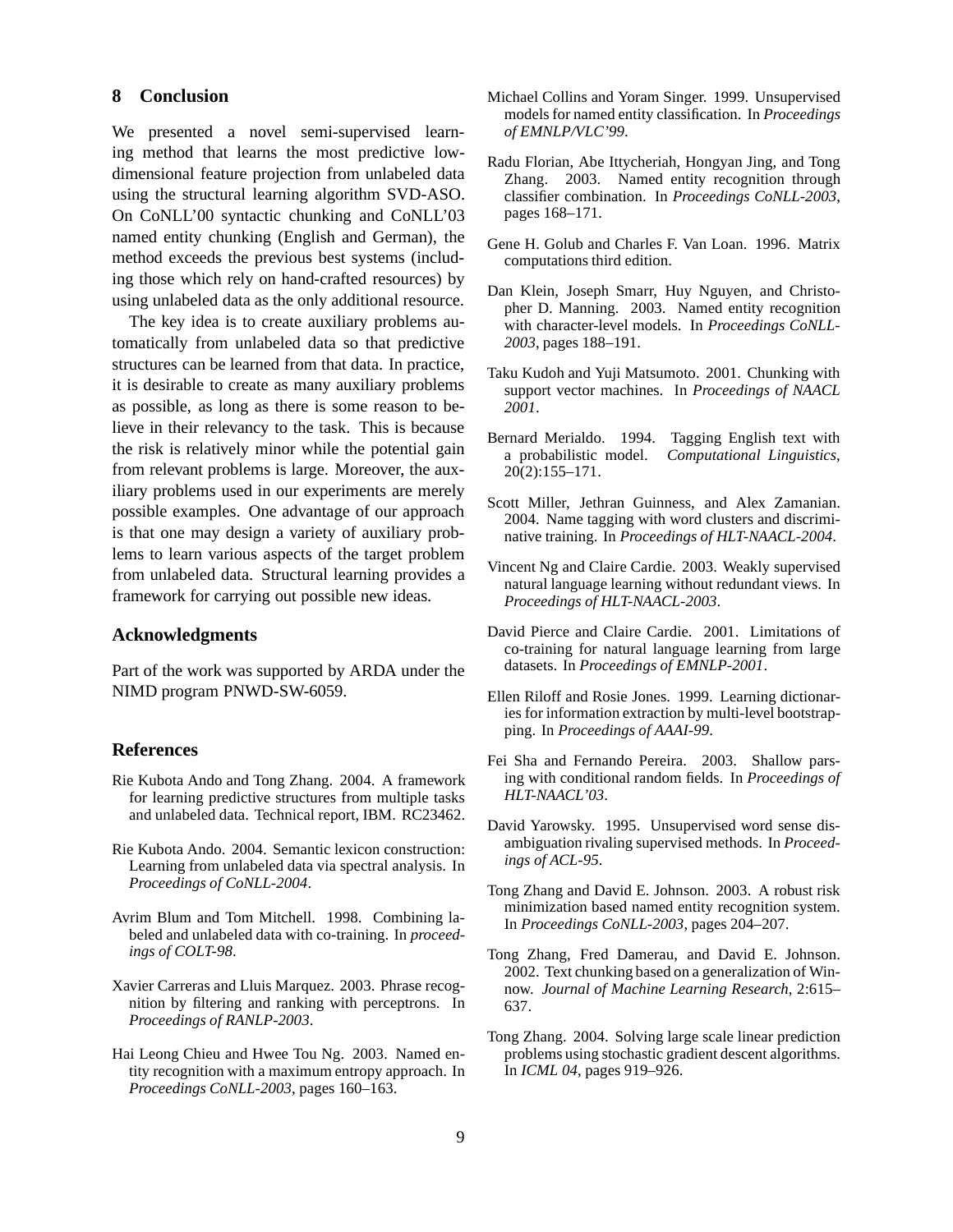## 8 Conclusion

We presented a novel semi-supervised learning method that learns the most predictive low-dimensional feature projection from unlabeled data using the structural learning algorithm SVD-ASO. On CoNLL'00 syntactic chunking and CoNLL'03 named entity chunking (English and German), the method exceeds the previous best systems (including those which rely on hand-crafted resources) by using unlabeled data as the only additional resource.

The key idea is to create auxiliary problems automatically from unlabeled data so that predictive structures can be learned from that data. In practice, it is desirable to create as many auxiliary problems as possible, as long as there is some reason to believe in their relevancy to the task. This is because the risk is relatively minor while the potential gain from relevant problems is large. Moreover, the auxiliary problems used in our experiments are merely possible examples. One advantage of our approach is that one may design a variety of auxiliary problems to learn various aspects of the target problem from unlabeled data. Structural learning provides a framework for carrying out possible new ideas.

## Acknowledgments

Part of the work was supported by ARDA under the NIMD program PNWD-SW-6059.

## References

Rie Kubota Ando and Tong Zhang. 2004. A framework for learning predictive structures from multiple tasks and unlabeled data. Technical report, IBM. RC23462.

Rie Kubota Ando. 2004. Semantic lexicon construction: Learning from unlabeled data via spectral analysis. In *Proceedings of CoNLL-2004*.

Avrim Blum and Tom Mitchell. 1998. Combining labeled and unlabeled data with co-training. In *proceedings of COLT-98*.

Xavier Carreras and Lluis Marquez. 2003. Phrase recognition by filtering and ranking with perceptrons. In *Proceedings of RANLP-2003*.

Hai Leong Chieu and Hwee Tou Ng. 2003. Named entity recognition with a maximum entropy approach. In *Proceedings CoNLL-2003*, pages 160–163.

Michael Collins and Yoram Singer. 1999. Unsupervised models for named entity classification. In *Proceedings of EMNLP/VLC'99*.

Radu Florian, Abe Ittycheriah, Hongyan Jing, and Tong Zhang. 2003. Named entity recognition through classifier combination. In *Proceedings CoNLL-2003*, pages 168–171.

Gene H. Golub and Charles F. Van Loan. 1996. Matrix computations third edition.

Dan Klein, Joseph Smarr, Huy Nguyen, and Christopher D. Manning. 2003. Named entity recognition with character-level models. In *Proceedings CoNLL-2003*, pages 188–191.

Taku Kudoh and Yuji Matsumoto. 2001. Chunking with support vector machines. In *Proceedings of NAACL 2001*.

Bernard Merialdo. 1994. Tagging English text with a probabilistic model. *Computational Linguistics*, 20(2):155–171.

Scott Miller, Jethran Guinness, and Alex Zamanian. 2004. Name tagging with word clusters and discriminative training. In *Proceedings of HLT-NAACL-2004*.

Vincent Ng and Claire Cardie. 2003. Weakly supervised natural language learning without redundant views. In *Proceedings of HLT-NAACL-2003*.

David Pierce and Claire Cardie. 2001. Limitations of co-training for natural language learning from large datasets. In *Proceedings of EMNLP-2001*.

Ellen Riloff and Rosie Jones. 1999. Learning dictionaries for information extraction by multi-level bootstrapping. In *Proceedings of AAAI-99*.

Fei Sha and Fernando Pereira. 2003. Shallow parsing with conditional random fields. In *Proceedings of HLT-NAACL'03*.

David Yarowsky. 1995. Unsupervised word sense disambiguation rivaling supervised methods. In *Proceedings of ACL-95*.

Tong Zhang and David E. Johnson. 2003. A robust risk minimization based named entity recognition system. In *Proceedings CoNLL-2003*, pages 204–207.

Tong Zhang, Fred Damerau, and David E. Johnson. 2002. Text chunking based on a generalization of Winnow. *Journal of Machine Learning Research*, 2:615–637.

Tong Zhang. 2004. Solving large scale linear prediction problems using stochastic gradient descent algorithms. In *ICML 04*, pages 919–926.